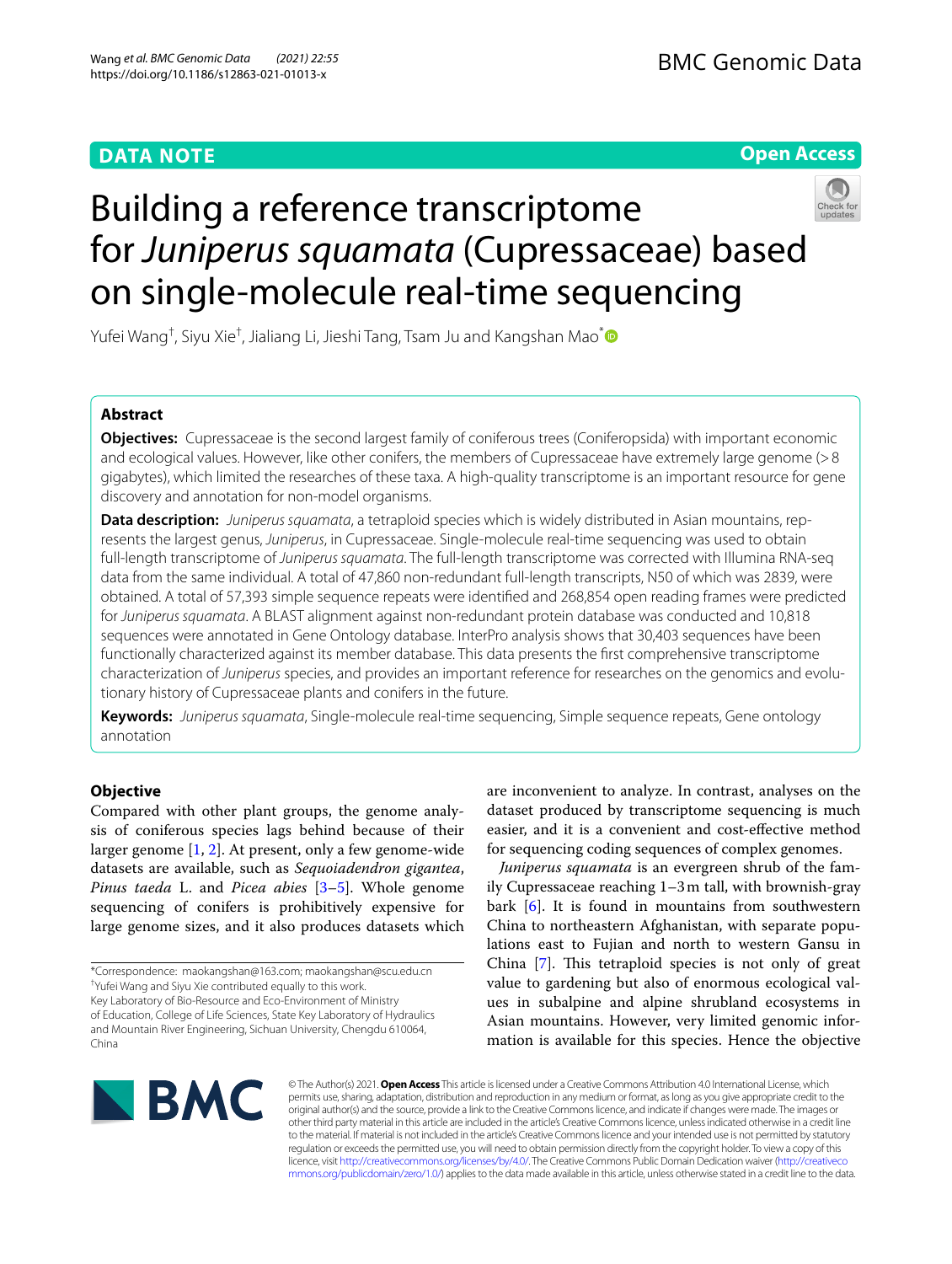**DATA NOTE** **Open Access**

# Building a reference transcriptome for *Juniperus squamata* (Cupressaceae) based on single-molecule real-time sequencing

Yufei Wang[†], Siyu Xie[†], Jialiang Li, Jieshi Tang, Tsam Ju and Kangshan Mao[*]

## Abstract

**Objectives:** Cupressaceae is the second largest family of coniferous trees (Coniferopsida) with important economic and ecological values. However, like other conifers, the members of Cupressaceae have extremely large genome (>8 gigabytes), which limited the researches of these taxa. A high-quality transcriptome is an important resource for gene discovery and annotation for non-model organisms.

**Data description:** *Juniperus squamata*, a tetraploid species which is widely distributed in Asian mountains, represents the largest genus, *Juniperus*, in Cupressaceae. Single-molecule real-time sequencing was used to obtain full-length transcriptome of *Juniperus squamata*. The full-length transcriptome was corrected with Illumina RNA-seq data from the same individual. A total of 47,860 non-redundant full-length transcripts, N50 of which was 2839, were obtained. A total of 57,393 simple sequence repeats were identified and 268,854 open reading frames were predicted for *Juniperus squamata*. A BLAST alignment against non-redundant protein database was conducted and 10,818 sequences were annotated in Gene Ontology database. InterPro analysis shows that 30,403 sequences have been functionally characterized against its member database. This data presents the first comprehensive transcriptome characterization of *Juniperus* species, and provides an important reference for researches on the genomics and evolutionary history of Cupressaceae plants and conifers in the future.

**Keywords:** *Juniperus squamata*, Single-molecule real-time sequencing, Simple sequence repeats, Gene ontology annotation

## Objective

Compared with other plant groups, the genome analysis of coniferous species lags behind because of their larger genome [1, 2]. At present, only a few genome-wide datasets are available, such as *Sequoiadendron gigantea*, *Pinus taeda* L. and *Picea abies* [3–5]. Whole genome sequencing of conifers is prohibitively expensive for large genome sizes, and it also produces datasets which are inconvenient to analyze. In contrast, analyses on the dataset produced by transcriptome sequencing is much easier, and it is a convenient and cost-effective method for sequencing coding sequences of complex genomes.

*Juniperus squamata* is an evergreen shrub of the family Cupressaceae reaching 1–3 m tall, with brownish-gray bark [6]. It is found in mountains from southwestern China to northeastern Afghanistan, with separate populations east to Fujian and north to western Gansu in China [7]. This tetraploid species is not only of great value to gardening but also of enormous ecological values in subalpine and alpine shrubland ecosystems in Asian mountains. However, very limited genomic information is available for this species. Hence the objective

*Correspondence: maokangshan@163.com; maokangshan@scu.edu.cn
[†]Yufei Wang and Siyu Xie contributed equally to this work.
Key Laboratory of Bio-Resource and Eco-Environment of Ministry of Education, College of Life Sciences, State Key Laboratory of Hydraulics and Mountain River Engineering, Sichuan University, Chengdu 610064, China

© The Author(s) 2021. **Open Access** This article is licensed under a Creative Commons Attribution 4.0 International License, which permits use, sharing, adaptation, distribution and reproduction in any medium or format, as long as you give appropriate credit to the original author(s) and the source, provide a link to the Creative Commons licence, and indicate if changes were made. The images or other third party material in this article are included in the article's Creative Commons licence, unless indicated otherwise in a credit line to the material. If material is not included in the article's Creative Commons licence and your intended use is not permitted by statutory regulation or exceeds the permitted use, you will need to obtain permission directly from the copyright holder. To view a copy of this licence, visit http://creativecommons.org/licenses/by/4.0/. The Creative Commons Public Domain Dedication waiver (http://creativecommons.org/publicdomain/zero/1.0/) applies to the data made available in this article, unless otherwise stated in a credit line to the data.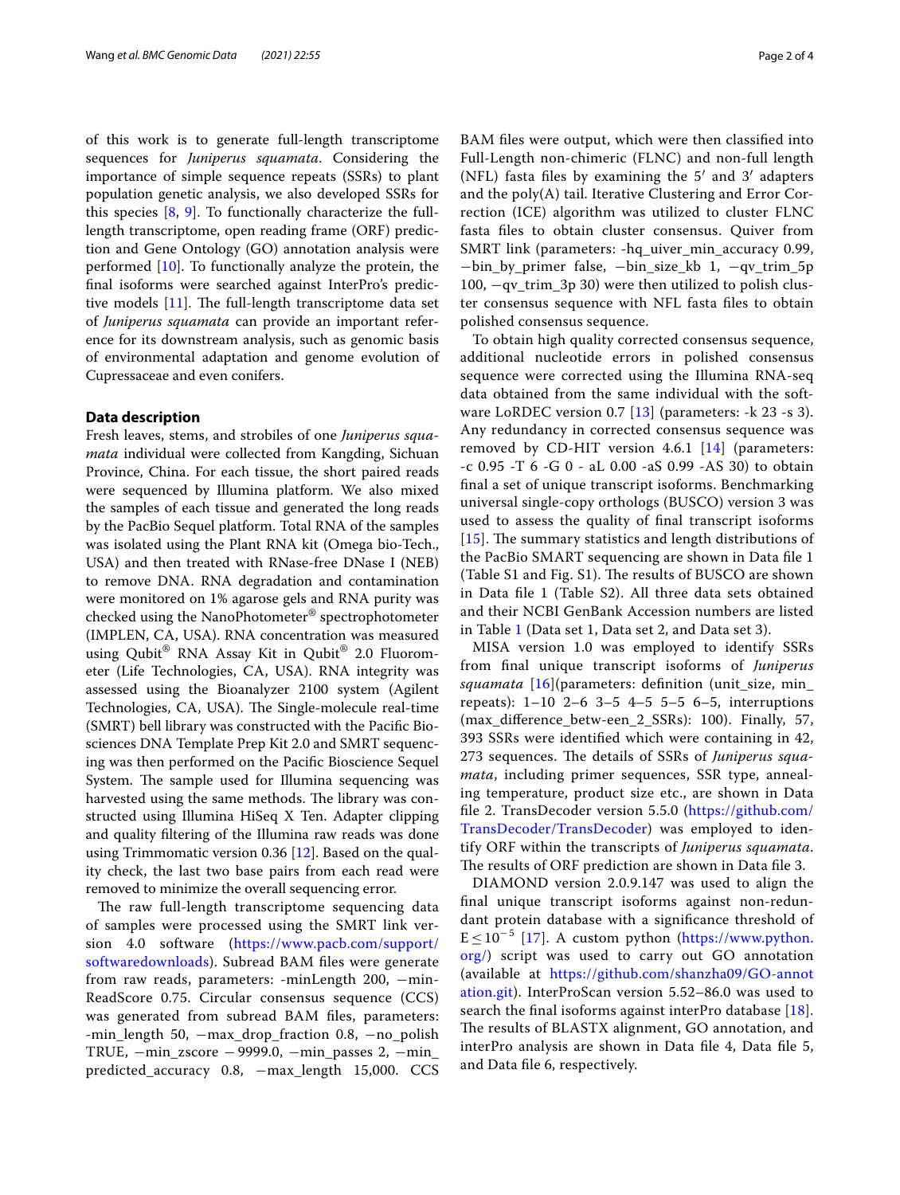of this work is to generate full-length transcriptome sequences for *Juniperus squamata*. Considering the importance of simple sequence repeats (SSRs) to plant population genetic analysis, we also developed SSRs for this species [8, 9]. To functionally characterize the full-length transcriptome, open reading frame (ORF) prediction and Gene Ontology (GO) annotation analysis were performed [10]. To functionally analyze the protein, the final isoforms were searched against InterPro's predictive models [11]. The full-length transcriptome data set of *Juniperus squamata* can provide an important reference for its downstream analysis, such as genomic basis of environmental adaptation and genome evolution of Cupressaceae and even conifers.

## Data description

Fresh leaves, stems, and strobiles of one *Juniperus squamata* individual were collected from Kangding, Sichuan Province, China. For each tissue, the short paired reads were sequenced by Illumina platform. We also mixed the samples of each tissue and generated the long reads by the PacBio Sequel platform. Total RNA of the samples was isolated using the Plant RNA kit (Omega bio-Tech., USA) and then treated with RNase-free DNase I (NEB) to remove DNA. RNA degradation and contamination were monitored on 1% agarose gels and RNA purity was checked using the NanoPhotometer® spectrophotometer (IMPLEN, CA, USA). RNA concentration was measured using Qubit® RNA Assay Kit in Qubit® 2.0 Fluorometer (Life Technologies, CA, USA). RNA integrity was assessed using the Bioanalyzer 2100 system (Agilent Technologies, CA, USA). The Single-molecule real-time (SMRT) bell library was constructed with the Pacific Biosciences DNA Template Prep Kit 2.0 and SMRT sequencing was then performed on the Pacific Bioscience Sequel System. The sample used for Illumina sequencing was harvested using the same methods. The library was constructed using Illumina HiSeq X Ten. Adapter clipping and quality filtering of the Illumina raw reads was done using Trimmomatic version 0.36 [12]. Based on the quality check, the last two base pairs from each read were removed to minimize the overall sequencing error.

The raw full-length transcriptome sequencing data of samples were processed using the SMRT link version 4.0 software (https://www.pacb.com/support/softwaredownloads). Subread BAM files were generate from raw reads, parameters: -minLength 200, −minReadScore 0.75. Circular consensus sequence (CCS) was generated from subread BAM files, parameters: -min_length 50, −max_drop_fraction 0.8, −no_polish TRUE, −min_zscore −9999.0, −min_passes 2, −min_predicted_accuracy 0.8, −max_length 15,000. CCS BAM files were output, which were then classified into Full-Length non-chimeric (FLNC) and non-full length (NFL) fasta files by examining the 5′ and 3′ adapters and the poly(A) tail. Iterative Clustering and Error Correction (ICE) algorithm was utilized to cluster FLNC fasta files to obtain cluster consensus. Quiver from SMRT link (parameters: -hq_uiver_min_accuracy 0.99, −bin_by_primer false, −bin_size_kb 1, −qv_trim_5p 100, −qv_trim_3p 30) were then utilized to polish cluster consensus sequence with NFL fasta files to obtain polished consensus sequence.

To obtain high quality corrected consensus sequence, additional nucleotide errors in polished consensus sequence were corrected using the Illumina RNA-seq data obtained from the same individual with the software LoRDEC version 0.7 [13] (parameters: -k 23 -s 3). Any redundancy in corrected consensus sequence was removed by CD-HIT version 4.6.1 [14] (parameters: -c 0.95 -T 6 -G 0 - aL 0.00 -aS 0.99 -AS 30) to obtain final a set of unique transcript isoforms. Benchmarking universal single-copy orthologs (BUSCO) version 3 was used to assess the quality of final transcript isoforms [15]. The summary statistics and length distributions of the PacBio SMART sequencing are shown in Data file 1 (Table S1 and Fig. S1). The results of BUSCO are shown in Data file 1 (Table S2). All three data sets obtained and their NCBI GenBank Accession numbers are listed in Table 1 (Data set 1, Data set 2, and Data set 3).

MISA version 1.0 was employed to identify SSRs from final unique transcript isoforms of *Juniperus squamata* [16](parameters: definition (unit_size, min_repeats): 1–10 2–6 3–5 4–5 5–5 6–5, interruptions (max_difference_betw-een_2_SSRs): 100). Finally, 57, 393 SSRs were identified which were containing in 42, 273 sequences. The details of SSRs of *Juniperus squamata*, including primer sequences, SSR type, annealing temperature, product size etc., are shown in Data file 2. TransDecoder version 5.5.0 (https://github.com/TransDecoder/TransDecoder) was employed to identify ORF within the transcripts of *Juniperus squamata*. The results of ORF prediction are shown in Data file 3.

DIAMOND version 2.0.9.147 was used to align the final unique transcript isoforms against non-redundant protein database with a significance threshold of $E \leq 10^{-5}$ [17]. A custom python (https://www.python.org/) script was used to carry out GO annotation (available at https://github.com/shanzha09/GO-annotation.git). InterProScan version 5.52–86.0 was used to search the final isoforms against interPro database [18]. The results of BLASTX alignment, GO annotation, and interPro analysis are shown in Data file 4, Data file 5, and Data file 6, respectively.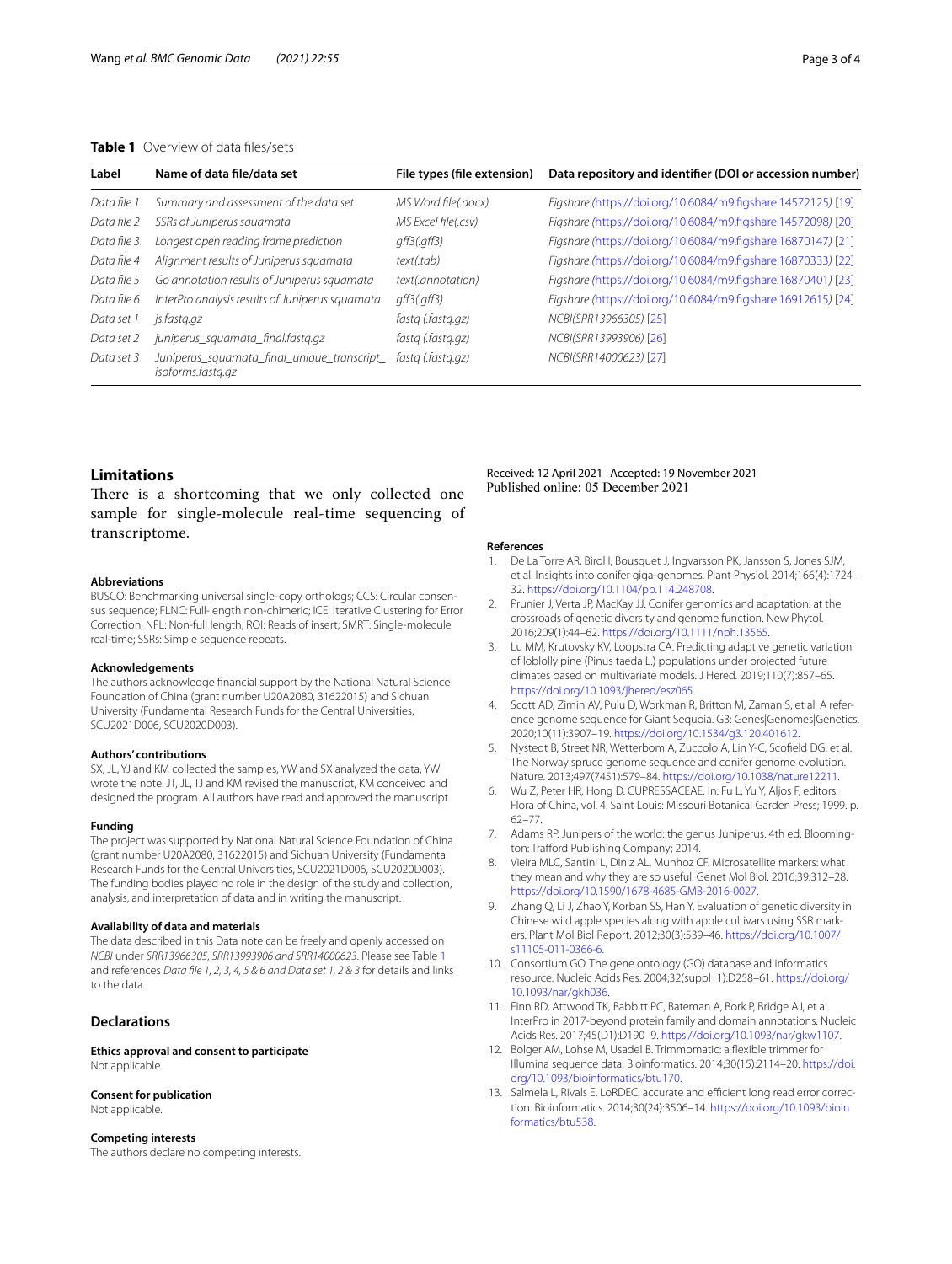**Table 1** Overview of data files/sets

| Label | Name of data file/data set | File types (file extension) | Data repository and identifier (DOI or accession number) |
|---|---|---|---|
| *Data file 1* | *Summary and assessment of the data set* | *MS Word file(.docx)* | *Figshare (https://doi.org/10.6084/m9.figshare.14572125)* [19] |
| *Data file 2* | *SSRs of Juniperus squamata* | *MS Excel file(.csv)* | *Figshare (https://doi.org/10.6084/m9.figshare.14572098)* [20] |
| *Data file 3* | *Longest open reading frame prediction* | *gff3(.gff3)* | *Figshare (https://doi.org/10.6084/m9.figshare.16870147)* [21] |
| *Data file 4* | *Alignment results of Juniperus squamata* | *text(.tab)* | *Figshare (https://doi.org/10.6084/m9.figshare.16870333)* [22] |
| *Data file 5* | *Go annotation results of Juniperus squamata* | *text(.annotation)* | *Figshare (https://doi.org/10.6084/m9.figshare.16870401)* [23] |
| *Data file 6* | *InterPro analysis results of Juniperus squamata* | *gff3(.gff3)* | *Figshare (https://doi.org/10.6084/m9.figshare.16912615)* [24] |
| *Data set 1* | *js.fastq.gz* | *fastq (.fastq.gz)* | *NCBI(SRR13966305)* [25] |
| *Data set 2* | *juniperus_squamata_final.fastq.gz* | *fastq (.fastq.gz)* | *NCBI(SRR13993906)* [26] |
| *Data set 3* | *Juniperus_squamata_final_unique_transcript_isoforms.fastq.gz* | *fastq (.fastq.gz)* | *NCBI(SRR14000623)* [27] |

## Limitations

There is a shortcoming that we only collected one sample for single-molecule real-time sequencing of transcriptome.

#### Abbreviations

BUSCO: Benchmarking universal single-copy orthologs; CCS: Circular consensus sequence; FLNC: Full-length non-chimeric; ICE: Iterative Clustering for Error Correction; NFL: Non-full length; ROI: Reads of insert; SMRT: Single-molecule real-time; SSRs: Simple sequence repeats.

#### Acknowledgements

The authors acknowledge financial support by the National Natural Science Foundation of China (grant number U20A2080, 31622015) and Sichuan University (Fundamental Research Funds for the Central Universities, SCU2021D006, SCU2020D003).

#### Authors' contributions

SX, JL, YJ and KM collected the samples, YW and SX analyzed the data, YW wrote the note. JT, JL, TJ and KM revised the manuscript, KM conceived and designed the program. All authors have read and approved the manuscript.

#### Funding

The project was supported by National Natural Science Foundation of China (grant number U20A2080, 31622015) and Sichuan University (Fundamental Research Funds for the Central Universities, SCU2021D006, SCU2020D003). The funding bodies played no role in the design of the study and collection, analysis, and interpretation of data and in writing the manuscript.

#### Availability of data and materials

The data described in this Data note can be freely and openly accessed on *NCBI* under *SRR13966305, SRR13993906 and SRR14000623*. Please see Table 1 and references *Data file 1, 2, 3, 4, 5 & 6 and Data set 1, 2 & 3* for details and links to the data.

## Declarations

#### Ethics approval and consent to participate

Not applicable.

#### Consent for publication

Not applicable.

#### Competing interests

The authors declare no competing interests.

Received: 12 April 2021 Accepted: 19 November 2021
Published online: 05 December 2021

#### References

1. De La Torre AR, Birol I, Bousquet J, Ingvarsson PK, Jansson S, Jones SJM, et al. Insights into conifer giga-genomes. Plant Physiol. 2014;166(4):1724–32. https://doi.org/10.1104/pp.114.248708.
2. Prunier J, Verta JP, MacKay JJ. Conifer genomics and adaptation: at the crossroads of genetic diversity and genome function. New Phytol. 2016;209(1):44–62. https://doi.org/10.1111/nph.13565.
3. Lu MM, Krutovsky KV, Loopstra CA. Predicting adaptive genetic variation of loblolly pine (Pinus taeda L.) populations under projected future climates based on multivariate models. J Hered. 2019;110(7):857–65. https://doi.org/10.1093/jhered/esz065.
4. Scott AD, Zimin AV, Puiu D, Workman R, Britton M, Zaman S, et al. A reference genome sequence for Giant Sequoia. G3: Genes|Genomes|Genetics. 2020;10(11):3907–19. https://doi.org/10.1534/g3.120.401612.
5. Nystedt B, Street NR, Wetterbom A, Zuccolo A, Lin Y-C, Scofield DG, et al. The Norway spruce genome sequence and conifer genome evolution. Nature. 2013;497(7451):579–84. https://doi.org/10.1038/nature12211.
6. Wu Z, Peter HR, Hong D. CUPRESSACEAE. In: Fu L, Yu Y, Aljos F, editors. Flora of China, vol. 4. Saint Louis: Missouri Botanical Garden Press; 1999. p. 62–77.
7. Adams RP. Junipers of the world: the genus Juniperus. 4th ed. Bloomington: Trafford Publishing Company; 2014.
8. Vieira MLC, Santini L, Diniz AL, Munhoz CF. Microsatellite markers: what they mean and why they are so useful. Genet Mol Biol. 2016;39:312–28. https://doi.org/10.1590/1678-4685-GMB-2016-0027.
9. Zhang Q, Li J, Zhao Y, Korban SS, Han Y. Evaluation of genetic diversity in Chinese wild apple species along with apple cultivars using SSR markers. Plant Mol Biol Report. 2012;30(3):539–46. https://doi.org/10.1007/s11105-011-0366-6.
10. Consortium GO. The gene ontology (GO) database and informatics resource. Nucleic Acids Res. 2004;32(suppl_1):D258–61. https://doi.org/10.1093/nar/gkh036.
11. Finn RD, Attwood TK, Babbitt PC, Bateman A, Bork P, Bridge AJ, et al. InterPro in 2017-beyond protein family and domain annotations. Nucleic Acids Res. 2017;45(D1):D190–9. https://doi.org/10.1093/nar/gkw1107.
12. Bolger AM, Lohse M, Usadel B. Trimmomatic: a flexible trimmer for Illumina sequence data. Bioinformatics. 2014;30(15):2114–20. https://doi.org/10.1093/bioinformatics/btu170.
13. Salmela L, Rivals E. LoRDEC: accurate and efficient long read error correction. Bioinformatics. 2014;30(24):3506–14. https://doi.org/10.1093/bioinformatics/btu538.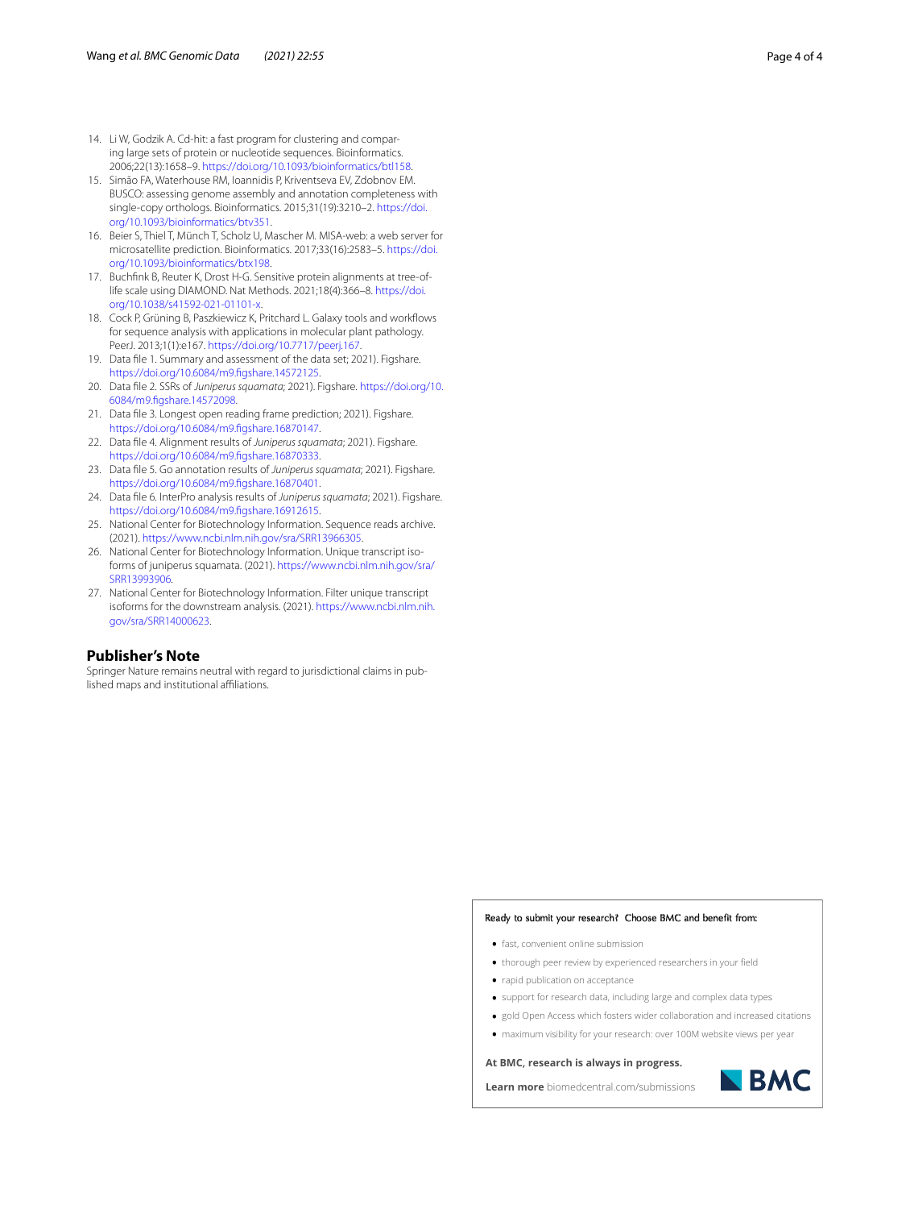14. Li W, Godzik A. Cd-hit: a fast program for clustering and comparing large sets of protein or nucleotide sequences. Bioinformatics. 2006;22(13):1658–9. https://doi.org/10.1093/bioinformatics/btl158.
15. Simão FA, Waterhouse RM, Ioannidis P, Kriventseva EV, Zdobnov EM. BUSCO: assessing genome assembly and annotation completeness with single-copy orthologs. Bioinformatics. 2015;31(19):3210–2. https://doi.org/10.1093/bioinformatics/btv351.
16. Beier S, Thiel T, Münch T, Scholz U, Mascher M. MISA-web: a web server for microsatellite prediction. Bioinformatics. 2017;33(16):2583–5. https://doi.org/10.1093/bioinformatics/btx198.
17. Buchfink B, Reuter K, Drost H-G. Sensitive protein alignments at tree-of-life scale using DIAMOND. Nat Methods. 2021;18(4):366–8. https://doi.org/10.1038/s41592-021-01101-x.
18. Cock P, Grüning B, Paszkiewicz K, Pritchard L. Galaxy tools and workflows for sequence analysis with applications in molecular plant pathology. PeerJ. 2013;1(1):e167. https://doi.org/10.7717/peerj.167.
19. Data file 1. Summary and assessment of the data set; 2021). Figshare. https://doi.org/10.6084/m9.figshare.14572125.
20. Data file 2. SSRs of *Juniperus squamata*; 2021). Figshare. https://doi.org/10.6084/m9.figshare.14572098.
21. Data file 3. Longest open reading frame prediction; 2021). Figshare. https://doi.org/10.6084/m9.figshare.16870147.
22. Data file 4. Alignment results of *Juniperus squamata*; 2021). Figshare. https://doi.org/10.6084/m9.figshare.16870333.
23. Data file 5. Go annotation results of *Juniperus squamata*; 2021). Figshare. https://doi.org/10.6084/m9.figshare.16870401.
24. Data file 6. InterPro analysis results of *Juniperus squamata*; 2021). Figshare. https://doi.org/10.6084/m9.figshare.16912615.
25. National Center for Biotechnology Information. Sequence reads archive. (2021). https://www.ncbi.nlm.nih.gov/sra/SRR13966305.
26. National Center for Biotechnology Information. Unique transcript isoforms of juniperus squamata. (2021). https://www.ncbi.nlm.nih.gov/sra/SRR13993906.
27. National Center for Biotechnology Information. Filter unique transcript isoforms for the downstream analysis. (2021). https://www.ncbi.nlm.nih.gov/sra/SRR14000623.

## Publisher's Note

Springer Nature remains neutral with regard to jurisdictional claims in published maps and institutional affiliations.

Ready to submit your research? Choose BMC and benefit from:

- fast, convenient online submission
- thorough peer review by experienced researchers in your field
- rapid publication on acceptance
- support for research data, including large and complex data types
- gold Open Access which fosters wider collaboration and increased citations
- maximum visibility for your research: over 100M website views per year

**At BMC, research is always in progress.**

**Learn more** biomedcentral.com/submissions

BMC